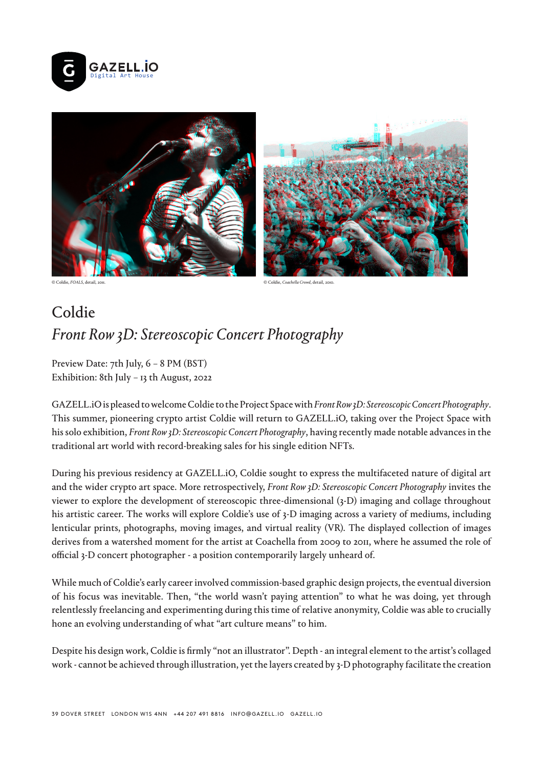© Coldie, *FOALS*, detail, 2011.

© Coldie, *Coachella Crowd*, detail, 2010.

# Coldie

## *Front Row 3D: Stereoscopic Concert Photography*

Preview Date: 7th July, 6 – 8 PM (BST)
Exhibition: 8th July – 13 th August, 2022

GAZELL.iO is pleased to welcome Coldie to the Project Space with *Front Row 3D: Stereoscopic Concert Photography*. This summer, pioneering crypto artist Coldie will return to GAZELL.iO, taking over the Project Space with his solo exhibition, *Front Row 3D: Stereoscopic Concert Photography*, having recently made notable advances in the traditional art world with record-breaking sales for his single edition NFTs.

During his previous residency at GAZELL.iO, Coldie sought to express the multifaceted nature of digital art and the wider crypto art space. More retrospectively, *Front Row 3D: Stereoscopic Concert Photography* invites the viewer to explore the development of stereoscopic three-dimensional (3-D) imaging and collage throughout his artistic career. The works will explore Coldie's use of 3-D imaging across a variety of mediums, including lenticular prints, photographs, moving images, and virtual reality (VR). The displayed collection of images derives from a watershed moment for the artist at Coachella from 2009 to 2011, where he assumed the role of official 3-D concert photographer - a position contemporarily largely unheard of.

While much of Coldie's early career involved commission-based graphic design projects, the eventual diversion of his focus was inevitable. Then, "the world wasn't paying attention" to what he was doing, yet through relentlessly freelancing and experimenting during this time of relative anonymity, Coldie was able to crucially hone an evolving understanding of what "art culture means" to him.

Despite his design work, Coldie is firmly "not an illustrator". Depth - an integral element to the artist's collaged work - cannot be achieved through illustration, yet the layers created by 3-D photography facilitate the creation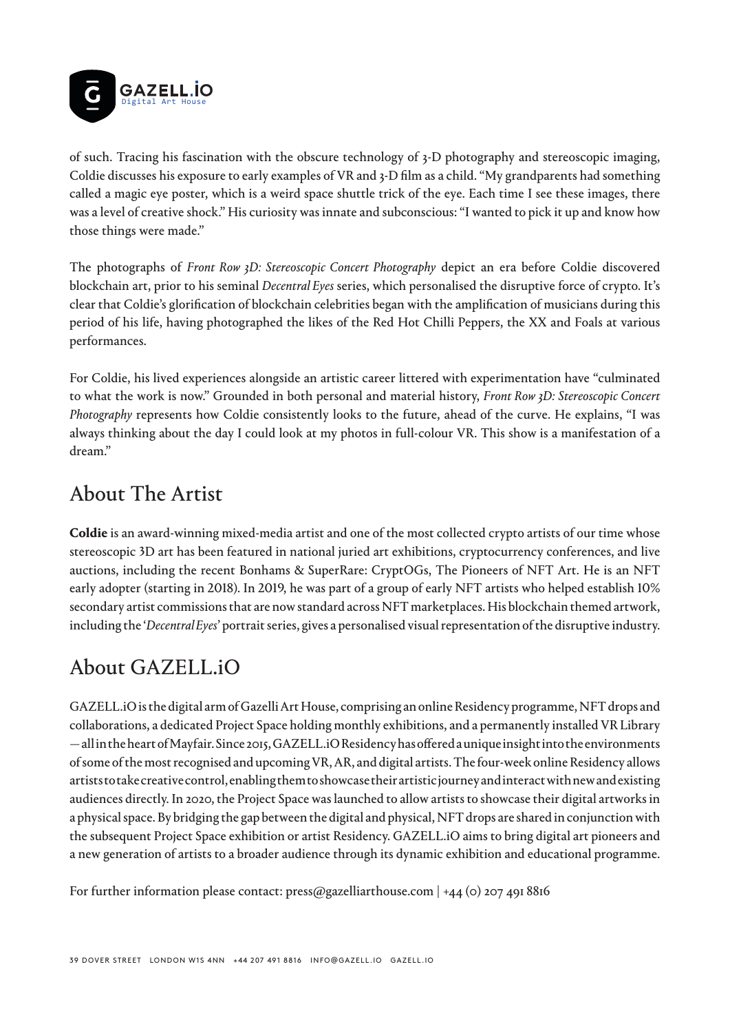of such. Tracing his fascination with the obscure technology of 3-D photography and stereoscopic imaging, Coldie discusses his exposure to early examples of VR and 3-D film as a child. "My grandparents had something called a magic eye poster, which is a weird space shuttle trick of the eye. Each time I see these images, there was a level of creative shock." His curiosity was innate and subconscious: "I wanted to pick it up and know how those things were made."

The photographs of *Front Row 3D: Stereoscopic Concert Photography* depict an era before Coldie discovered blockchain art, prior to his seminal *Decentral Eyes* series, which personalised the disruptive force of crypto. It's clear that Coldie's glorification of blockchain celebrities began with the amplification of musicians during this period of his life, having photographed the likes of the Red Hot Chilli Peppers, the XX and Foals at various performances.

For Coldie, his lived experiences alongside an artistic career littered with experimentation have "culminated to what the work is now." Grounded in both personal and material history, *Front Row 3D: Stereoscopic Concert Photography* represents how Coldie consistently looks to the future, ahead of the curve. He explains, "I was always thinking about the day I could look at my photos in full-colour VR. This show is a manifestation of a dream."

## About The Artist

**Coldie** is an award-winning mixed-media artist and one of the most collected crypto artists of our time whose stereoscopic 3D art has been featured in national juried art exhibitions, cryptocurrency conferences, and live auctions, including the recent Bonhams & SuperRare: CryptOGs, The Pioneers of NFT Art. He is an NFT early adopter (starting in 2018). In 2019, he was part of a group of early NFT artists who helped establish 10% secondary artist commissions that are now standard across NFT marketplaces. His blockchain themed artwork, including the '*Decentral Eyes*' portrait series, gives a personalised visual representation of the disruptive industry.

## About GAZELL.iO

GAZELL.iO is the digital arm of Gazelli Art House, comprising an online Residency programme, NFT drops and collaborations, a dedicated Project Space holding monthly exhibitions, and a permanently installed VR Library —all in the heart of Mayfair. Since 2015, GAZELL.iO Residency has offered a unique insight into the environments of some of the most recognised and upcoming VR, AR, and digital artists. The four-week online Residency allows artists to take creative control, enabling them to showcase their artistic journey and interact with new and existing audiences directly. In 2020, the Project Space was launched to allow artists to showcase their digital artworks in a physical space. By bridging the gap between the digital and physical, NFT drops are shared in conjunction with the subsequent Project Space exhibition or artist Residency. GAZELL.iO aims to bring digital art pioneers and a new generation of artists to a broader audience through its dynamic exhibition and educational programme.

For further information please contact: press@gazelliarthouse.com | +44 (0) 207 491 8816